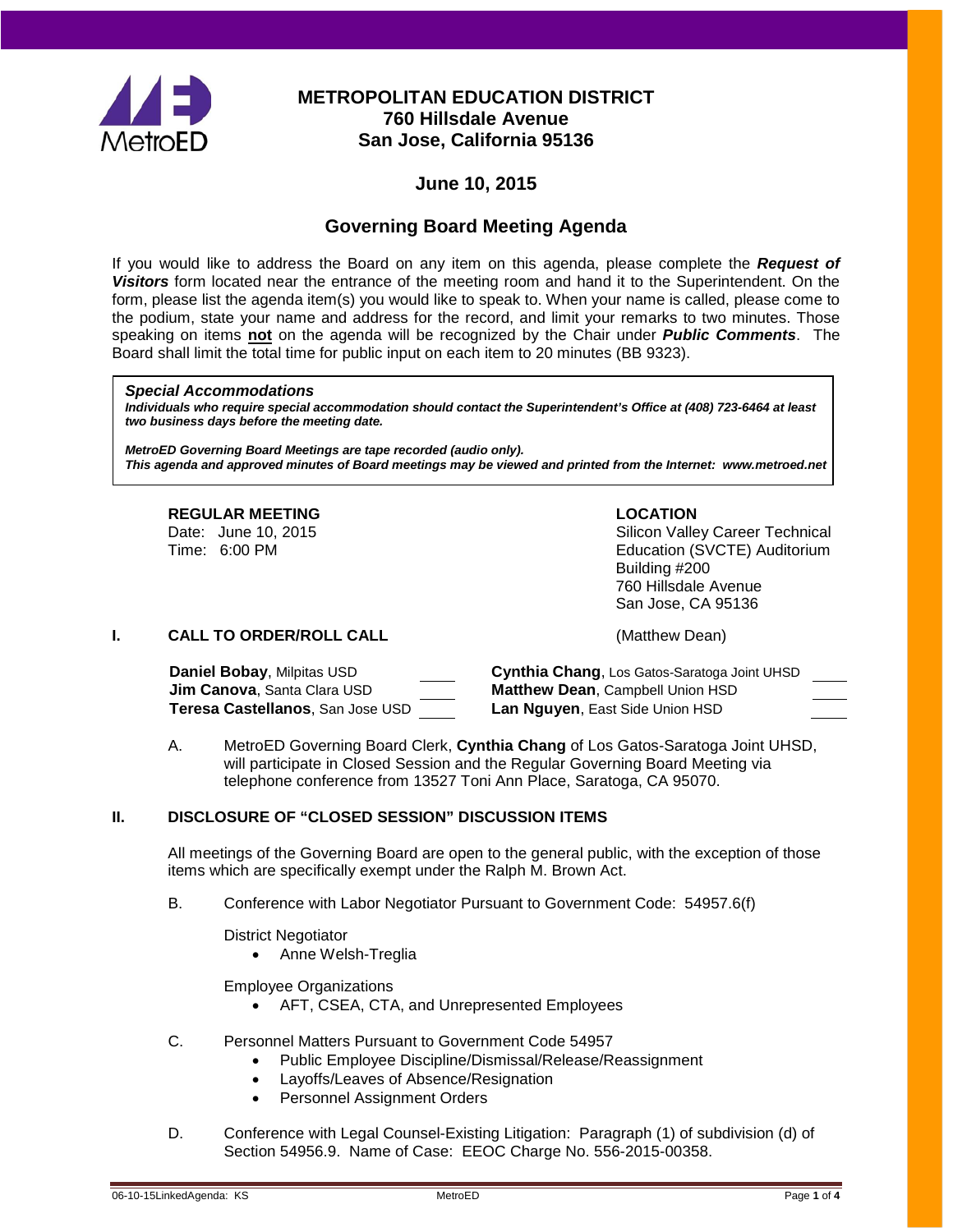# METROPOLITAN EDUCATION DISTRICT
## 760 Hillsdale Avenue
## San Jose, California 95136

## June 10, 2015

## Governing Board Meeting Agenda

If you would like to address the Board on any item on this agenda, please complete the ***Request of Visitors*** form located near the entrance of the meeting room and hand it to the Superintendent. On the form, please list the agenda item(s) you would like to speak to. When your name is called, please come to the podium, state your name and address for the record, and limit your remarks to two minutes. Those speaking on items **not** on the agenda will be recognized by the Chair under ***Public Comments***. The Board shall limit the total time for public input on each item to 20 minutes (BB 9323).

> ***Special Accommodations***
> ***Individuals who require special accommodation should contact the Superintendent's Office at (408) 723-6464 at least two business days before the meeting date.***
>
> ***MetroED Governing Board Meetings are tape recorded (audio only).***
> ***This agenda and approved minutes of Board meetings may be viewed and printed from the Internet: www.metroed.net***

**REGULAR MEETING**
Date: June 10, 2015
Time: 6:00 PM

**LOCATION**
Silicon Valley Career Technical Education (SVCTE) Auditorium
Building #200
760 Hillsdale Avenue
San Jose, CA 95136

### I. CALL TO ORDER/ROLL CALL (Matthew Dean)

| | | | |
|---|---|---|---|
| **Daniel Bobay**, Milpitas USD | ____ | **Cynthia Chang**, Los Gatos-Saratoga Joint UHSD | ____ |
| **Jim Canova**, Santa Clara USD | ____ | **Matthew Dean**, Campbell Union HSD | ____ |
| **Teresa Castellanos**, San Jose USD | ____ | **Lan Nguyen**, East Side Union HSD | ____ |

A. MetroED Governing Board Clerk, **Cynthia Chang** of Los Gatos-Saratoga Joint UHSD, will participate in Closed Session and the Regular Governing Board Meeting via telephone conference from 13527 Toni Ann Place, Saratoga, CA 95070.

### II. DISCLOSURE OF "CLOSED SESSION" DISCUSSION ITEMS

All meetings of the Governing Board are open to the general public, with the exception of those items which are specifically exempt under the Ralph M. Brown Act.

B. Conference with Labor Negotiator Pursuant to Government Code: 54957.6(f)

District Negotiator
- Anne Welsh-Treglia

Employee Organizations
- AFT, CSEA, CTA, and Unrepresented Employees

C. Personnel Matters Pursuant to Government Code 54957
- Public Employee Discipline/Dismissal/Release/Reassignment
- Layoffs/Leaves of Absence/Resignation
- Personnel Assignment Orders

D. Conference with Legal Counsel-Existing Litigation: Paragraph (1) of subdivision (d) of Section 54956.9. Name of Case: EEOC Charge No. 556-2015-00358.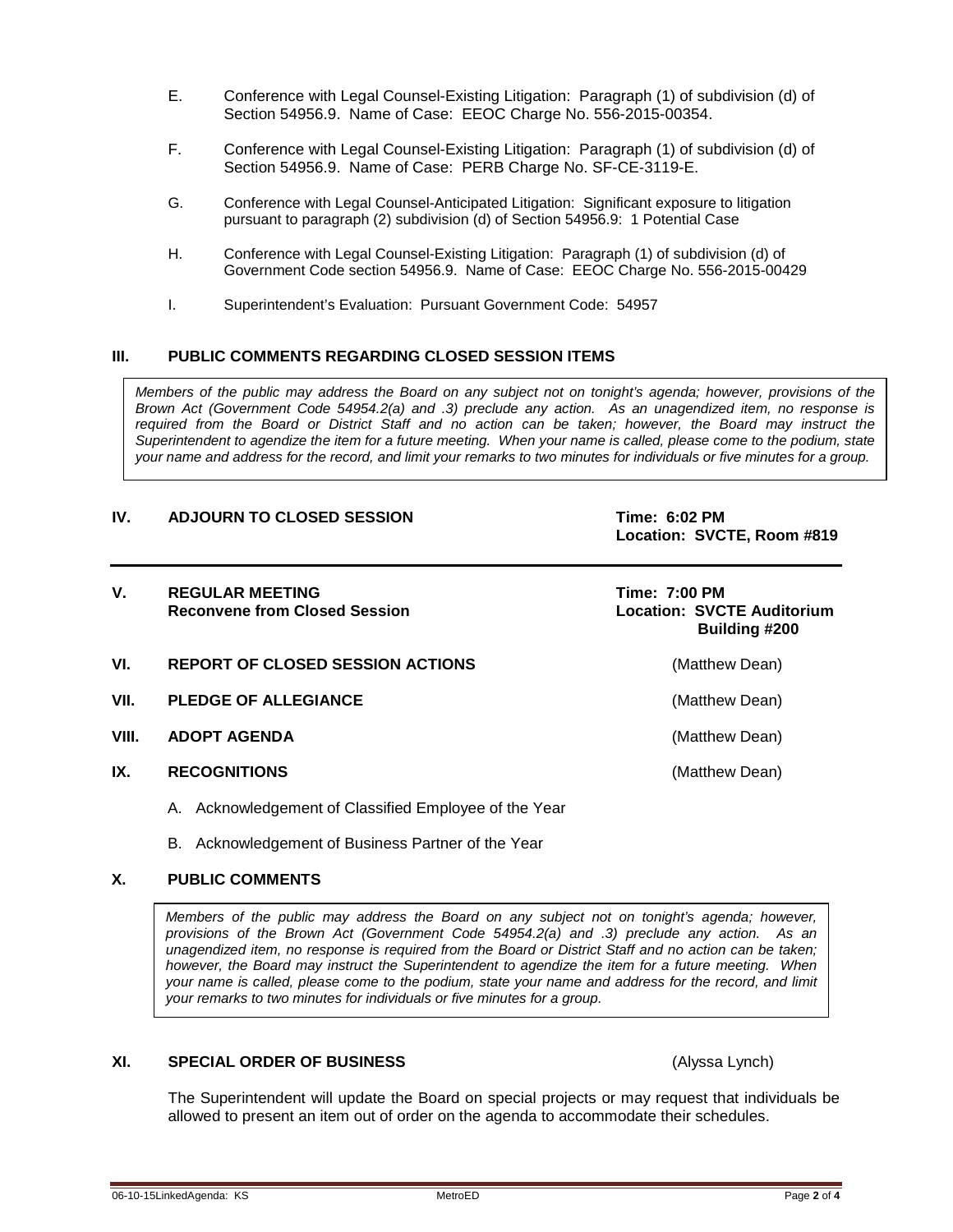E. Conference with Legal Counsel-Existing Litigation: Paragraph (1) of subdivision (d) of Section 54956.9. Name of Case: EEOC Charge No. 556-2015-00354.

F. Conference with Legal Counsel-Existing Litigation: Paragraph (1) of subdivision (d) of Section 54956.9. Name of Case: PERB Charge No. SF-CE-3119-E.

G. Conference with Legal Counsel-Anticipated Litigation: Significant exposure to litigation pursuant to paragraph (2) subdivision (d) of Section 54956.9: 1 Potential Case

H. Conference with Legal Counsel-Existing Litigation: Paragraph (1) of subdivision (d) of Government Code section 54956.9. Name of Case: EEOC Charge No. 556-2015-00429

I. Superintendent's Evaluation: Pursuant Government Code: 54957

## III. PUBLIC COMMENTS REGARDING CLOSED SESSION ITEMS

*Members of the public may address the Board on any subject not on tonight's agenda; however, provisions of the Brown Act (Government Code 54954.2(a) and .3) preclude any action. As an unagendized item, no response is required from the Board or District Staff and no action can be taken; however, the Board may instruct the Superintendent to agendize the item for a future meeting. When your name is called, please come to the podium, state your name and address for the record, and limit your remarks to two minutes for individuals or five minutes for a group.*

## IV. ADJOURN TO CLOSED SESSION

**Time: 6:02 PM**
**Location: SVCTE, Room #819**

---

## V. REGULAR MEETING
**Reconvene from Closed Session**

**Time: 7:00 PM**
**Location: SVCTE Auditorium Building #200**

## VI. REPORT OF CLOSED SESSION ACTIONS (Matthew Dean)

## VII. PLEDGE OF ALLEGIANCE (Matthew Dean)

## VIII. ADOPT AGENDA (Matthew Dean)

## IX. RECOGNITIONS (Matthew Dean)

A. Acknowledgement of Classified Employee of the Year

B. Acknowledgement of Business Partner of the Year

## X. PUBLIC COMMENTS

*Members of the public may address the Board on any subject not on tonight's agenda; however, provisions of the Brown Act (Government Code 54954.2(a) and .3) preclude any action. As an unagendized item, no response is required from the Board or District Staff and no action can be taken; however, the Board may instruct the Superintendent to agendize the item for a future meeting. When your name is called, please come to the podium, state your name and address for the record, and limit your remarks to two minutes for individuals or five minutes for a group.*

## XI. SPECIAL ORDER OF BUSINESS (Alyssa Lynch)

The Superintendent will update the Board on special projects or may request that individuals be allowed to present an item out of order on the agenda to accommodate their schedules.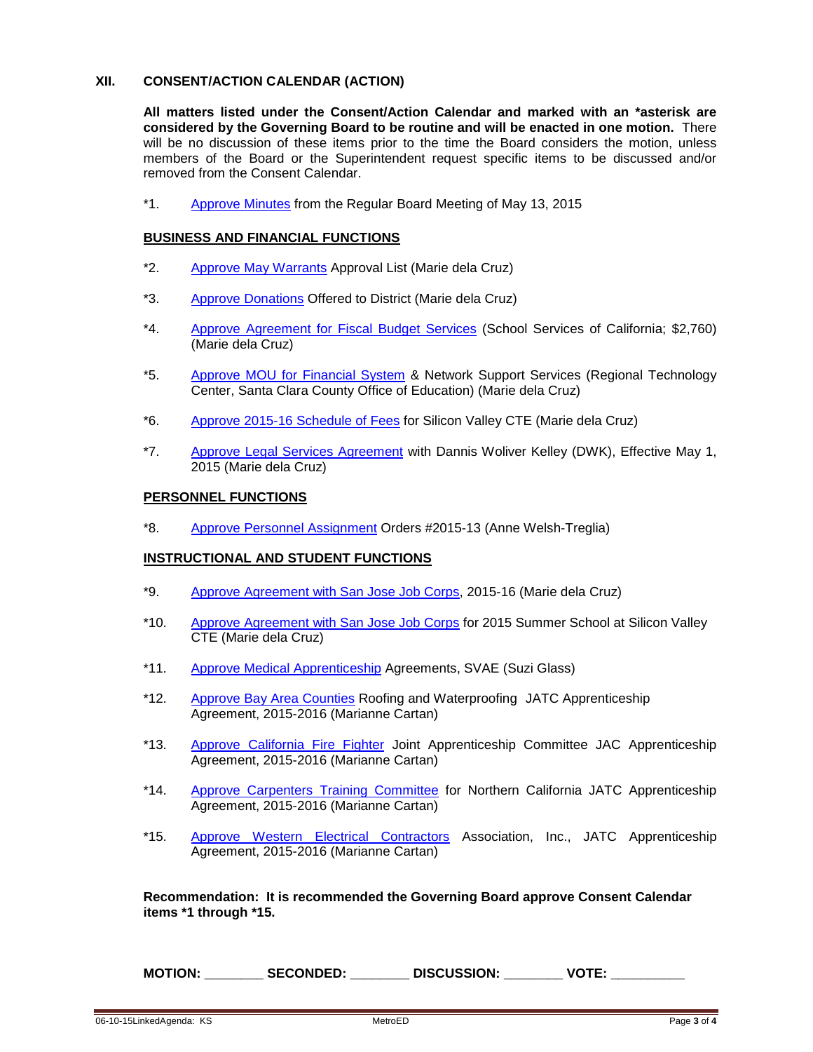## XII. CONSENT/ACTION CALENDAR (ACTION)

**All matters listed under the Consent/Action Calendar and marked with an *asterisk are considered by the Governing Board to be routine and will be enacted in one motion.** There will be no discussion of these items prior to the time the Board considers the motion, unless members of the Board or the Superintendent request specific items to be discussed and/or removed from the Consent Calendar.

*1. Approve Minutes from the Regular Board Meeting of May 13, 2015

### BUSINESS AND FINANCIAL FUNCTIONS

*2. Approve May Warrants Approval List (Marie dela Cruz)

*3. Approve Donations Offered to District (Marie dela Cruz)

*4. Approve Agreement for Fiscal Budget Services (School Services of California; $2,760) (Marie dela Cruz)

*5. Approve MOU for Financial System & Network Support Services (Regional Technology Center, Santa Clara County Office of Education) (Marie dela Cruz)

*6. Approve 2015-16 Schedule of Fees for Silicon Valley CTE (Marie dela Cruz)

*7. Approve Legal Services Agreement with Dannis Woliver Kelley (DWK), Effective May 1, 2015 (Marie dela Cruz)

### PERSONNEL FUNCTIONS

*8. Approve Personnel Assignment Orders #2015-13 (Anne Welsh-Treglia)

### INSTRUCTIONAL AND STUDENT FUNCTIONS

*9. Approve Agreement with San Jose Job Corps, 2015-16 (Marie dela Cruz)

*10. Approve Agreement with San Jose Job Corps for 2015 Summer School at Silicon Valley CTE (Marie dela Cruz)

*11. Approve Medical Apprenticeship Agreements, SVAE (Suzi Glass)

*12. Approve Bay Area Counties Roofing and Waterproofing JATC Apprenticeship Agreement, 2015-2016 (Marianne Cartan)

*13. Approve California Fire Fighter Joint Apprenticeship Committee JAC Apprenticeship Agreement, 2015-2016 (Marianne Cartan)

*14. Approve Carpenters Training Committee for Northern California JATC Apprenticeship Agreement, 2015-2016 (Marianne Cartan)

*15. Approve Western Electrical Contractors Association, Inc., JATC Apprenticeship Agreement, 2015-2016 (Marianne Cartan)

**Recommendation: It is recommended the Governing Board approve Consent Calendar items *1 through *15.**

**MOTION: ________ SECONDED: ________ DISCUSSION: ________ VOTE: __________**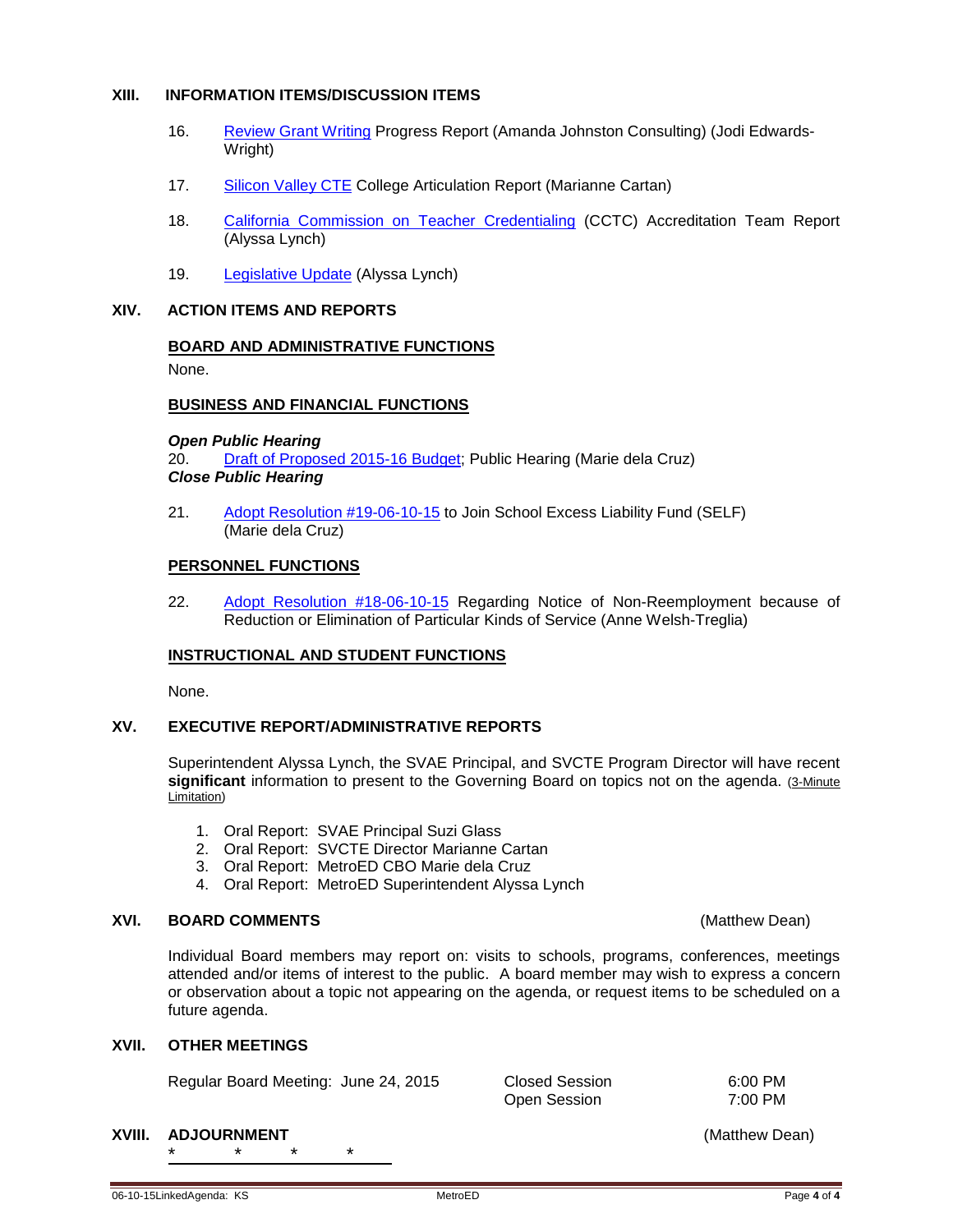## XIII. INFORMATION ITEMS/DISCUSSION ITEMS

16. Review Grant Writing Progress Report (Amanda Johnston Consulting) (Jodi Edwards-Wright)

17. Silicon Valley CTE College Articulation Report (Marianne Cartan)

18. California Commission on Teacher Credentialing (CCTC) Accreditation Team Report (Alyssa Lynch)

19. Legislative Update (Alyssa Lynch)

## XIV. ACTION ITEMS AND REPORTS

**BOARD AND ADMINISTRATIVE FUNCTIONS**

None.

**BUSINESS AND FINANCIAL FUNCTIONS**

***Open Public Hearing***

20. Draft of Proposed 2015-16 Budget; Public Hearing (Marie dela Cruz)

***Close Public Hearing***

21. Adopt Resolution #19-06-10-15 to Join School Excess Liability Fund (SELF) (Marie dela Cruz)

**PERSONNEL FUNCTIONS**

22. Adopt Resolution #18-06-10-15 Regarding Notice of Non-Reemployment because of Reduction or Elimination of Particular Kinds of Service (Anne Welsh-Treglia)

**INSTRUCTIONAL AND STUDENT FUNCTIONS**

None.

## XV. EXECUTIVE REPORT/ADMINISTRATIVE REPORTS

Superintendent Alyssa Lynch, the SVAE Principal, and SVCTE Program Director will have recent **significant** information to present to the Governing Board on topics not on the agenda. (3-Minute Limitation)

1. Oral Report: SVAE Principal Suzi Glass
2. Oral Report: SVCTE Director Marianne Cartan
3. Oral Report: MetroED CBO Marie dela Cruz
4. Oral Report: MetroED Superintendent Alyssa Lynch

## XVI. BOARD COMMENTS (Matthew Dean)

Individual Board members may report on: visits to schools, programs, conferences, meetings attended and/or items of interest to the public. A board member may wish to express a concern or observation about a topic not appearing on the agenda, or request items to be scheduled on a future agenda.

## XVII. OTHER MEETINGS

| | | |
|---|---|---|
| Regular Board Meeting: June 24, 2015 | Closed Session | 6:00 PM |
| | Open Session | 7:00 PM |

## XVIII. ADJOURNMENT (Matthew Dean)

\* \* \* \*